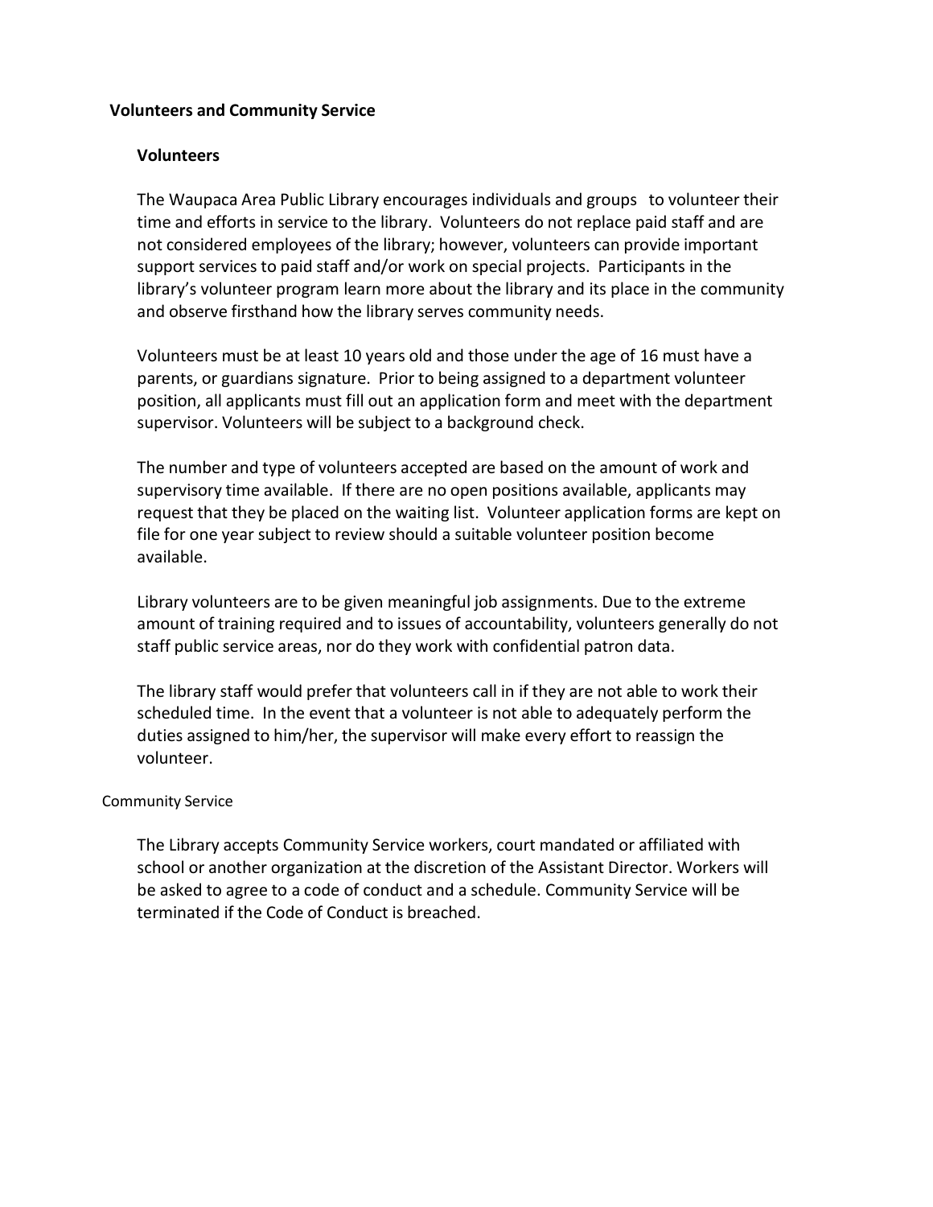## Volunteers and Community Service

### Volunteers

The Waupaca Area Public Library encourages individuals and groups to volunteer their time and efforts in service to the library. Volunteers do not replace paid staff and are not considered employees of the library; however, volunteers can provide important support services to paid staff and/or work on special projects. Participants in the library's volunteer program learn more about the library and its place in the community and observe firsthand how the library serves community needs.

Volunteers must be at least 10 years old and those under the age of 16 must have a parents, or guardians signature. Prior to being assigned to a department volunteer position, all applicants must fill out an application form and meet with the department supervisor. Volunteers will be subject to a background check.

The number and type of volunteers accepted are based on the amount of work and supervisory time available. If there are no open positions available, applicants may request that they be placed on the waiting list. Volunteer application forms are kept on file for one year subject to review should a suitable volunteer position become available.

Library volunteers are to be given meaningful job assignments. Due to the extreme amount of training required and to issues of accountability, volunteers generally do not staff public service areas, nor do they work with confidential patron data.

The library staff would prefer that volunteers call in if they are not able to work their scheduled time. In the event that a volunteer is not able to adequately perform the duties assigned to him/her, the supervisor will make every effort to reassign the volunteer.

### Community Service

The Library accepts Community Service workers, court mandated or affiliated with school or another organization at the discretion of the Assistant Director. Workers will be asked to agree to a code of conduct and a schedule. Community Service will be terminated if the Code of Conduct is breached.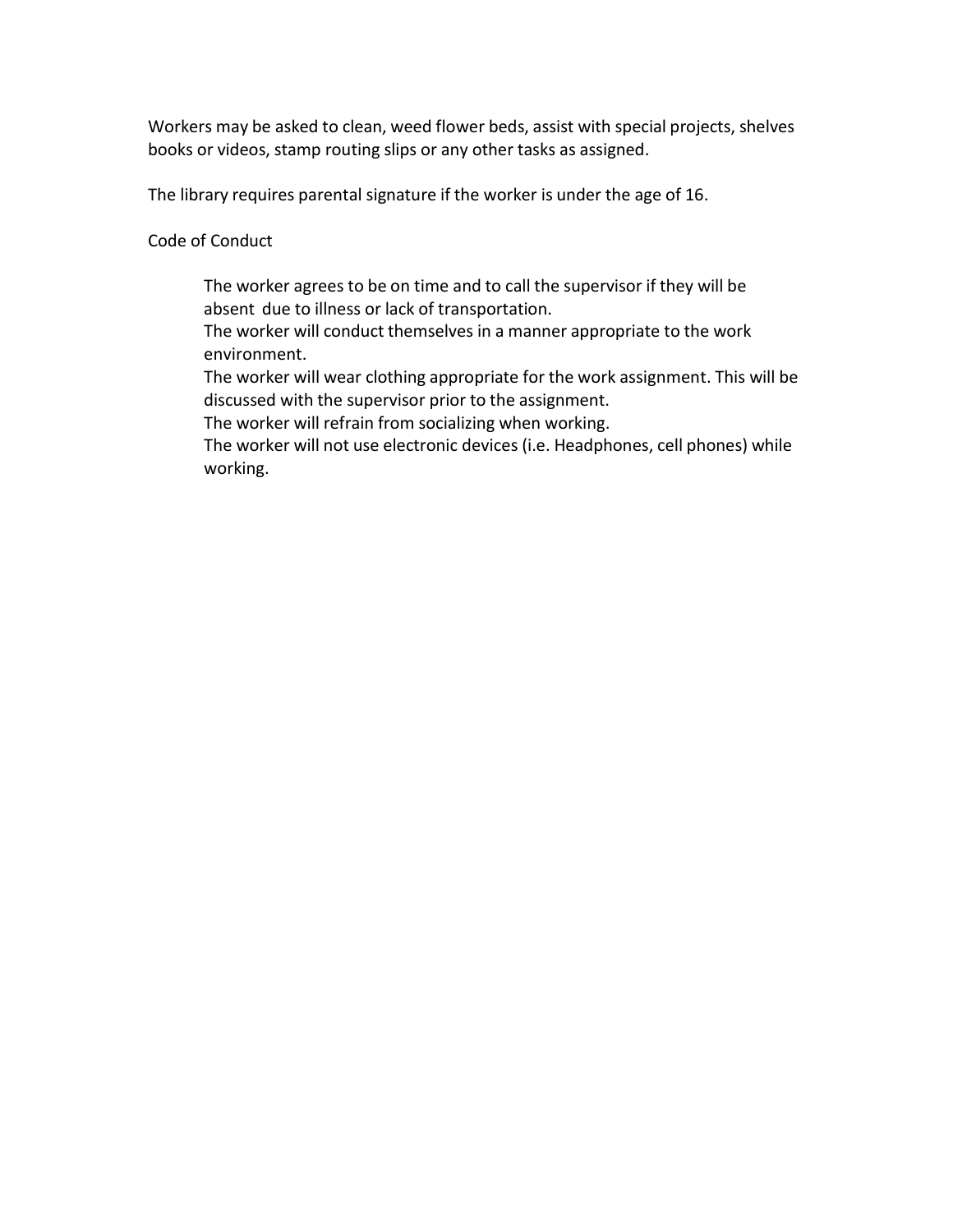Workers may be asked to clean, weed flower beds, assist with special projects, shelves books or videos, stamp routing slips or any other tasks as assigned.

The library requires parental signature if the worker is under the age of 16.

Code of Conduct

The worker agrees to be on time and to call the supervisor if they will be absent due to illness or lack of transportation.
The worker will conduct themselves in a manner appropriate to the work environment.
The worker will wear clothing appropriate for the work assignment. This will be discussed with the supervisor prior to the assignment.
The worker will refrain from socializing when working.
The worker will not use electronic devices (i.e. Headphones, cell phones) while working.